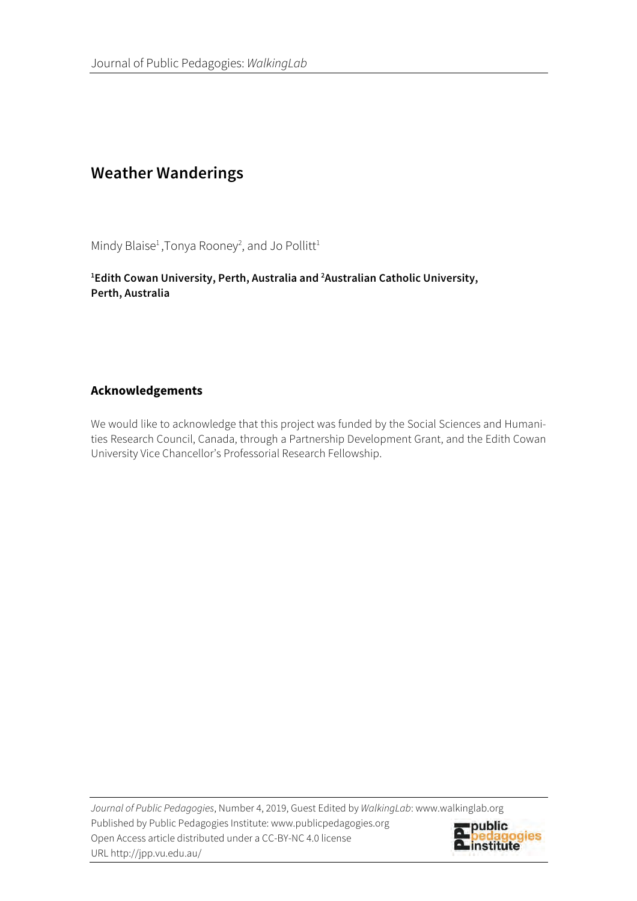# Weather Wanderings

Mindy Blaise[1], Tonya Rooney[2], and Jo Pollitt[1]

**[1]Edith Cowan University, Perth, Australia and [2]Australian Catholic University, Perth, Australia**

## Acknowledgements

We would like to acknowledge that this project was funded by the Social Sciences and Humanities Research Council, Canada, through a Partnership Development Grant, and the Edith Cowan University Vice Chancellor's Professorial Research Fellowship.

*Journal of Public Pedagogies*, Number 4, 2019, Guest Edited by *WalkingLab*: www.walkinglab.org
Published by Public Pedagogies Institute: www.publicpedagogies.org
Open Access article distributed under a CC-BY-NC 4.0 license
URL http://jpp.vu.edu.au/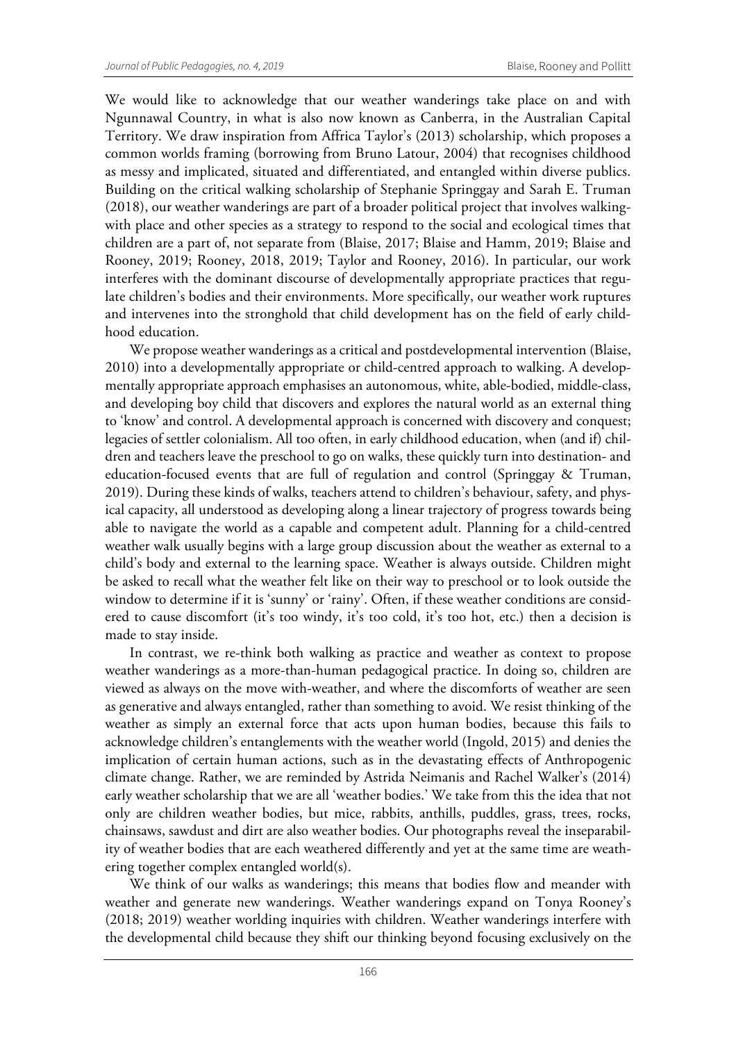We would like to acknowledge that our weather wanderings take place on and with Ngunnawal Country, in what is also now known as Canberra, in the Australian Capital Territory. We draw inspiration from Affrica Taylor's (2013) scholarship, which proposes a common worlds framing (borrowing from Bruno Latour, 2004) that recognises childhood as messy and implicated, situated and differentiated, and entangled within diverse publics. Building on the critical walking scholarship of Stephanie Springgay and Sarah E. Truman (2018), our weather wanderings are part of a broader political project that involves walking-with place and other species as a strategy to respond to the social and ecological times that children are a part of, not separate from (Blaise, 2017; Blaise and Hamm, 2019; Blaise and Rooney, 2019; Rooney, 2018, 2019; Taylor and Rooney, 2016). In particular, our work interferes with the dominant discourse of developmentally appropriate practices that regulate children's bodies and their environments. More specifically, our weather work ruptures and intervenes into the stronghold that child development has on the field of early childhood education.

We propose weather wanderings as a critical and postdevelopmental intervention (Blaise, 2010) into a developmentally appropriate or child-centred approach to walking. A developmentally appropriate approach emphasises an autonomous, white, able-bodied, middle-class, and developing boy child that discovers and explores the natural world as an external thing to 'know' and control. A developmental approach is concerned with discovery and conquest; legacies of settler colonialism. All too often, in early childhood education, when (and if) children and teachers leave the preschool to go on walks, these quickly turn into destination- and education-focused events that are full of regulation and control (Springgay & Truman, 2019). During these kinds of walks, teachers attend to children's behaviour, safety, and physical capacity, all understood as developing along a linear trajectory of progress towards being able to navigate the world as a capable and competent adult. Planning for a child-centred weather walk usually begins with a large group discussion about the weather as external to a child's body and external to the learning space. Weather is always outside. Children might be asked to recall what the weather felt like on their way to preschool or to look outside the window to determine if it is 'sunny' or 'rainy'. Often, if these weather conditions are considered to cause discomfort (it's too windy, it's too cold, it's too hot, etc.) then a decision is made to stay inside.

In contrast, we re-think both walking as practice and weather as context to propose weather wanderings as a more-than-human pedagogical practice. In doing so, children are viewed as always on the move with-weather, and where the discomforts of weather are seen as generative and always entangled, rather than something to avoid. We resist thinking of the weather as simply an external force that acts upon human bodies, because this fails to acknowledge children's entanglements with the weather world (Ingold, 2015) and denies the implication of certain human actions, such as in the devastating effects of Anthropogenic climate change. Rather, we are reminded by Astrida Neimanis and Rachel Walker's (2014) early weather scholarship that we are all 'weather bodies.' We take from this the idea that not only are children weather bodies, but mice, rabbits, anthills, puddles, grass, trees, rocks, chainsaws, sawdust and dirt are also weather bodies. Our photographs reveal the inseparability of weather bodies that are each weathered differently and yet at the same time are weathering together complex entangled world(s).

We think of our walks as wanderings; this means that bodies flow and meander with weather and generate new wanderings. Weather wanderings expand on Tonya Rooney's (2018; 2019) weather worlding inquiries with children. Weather wanderings interfere with the developmental child because they shift our thinking beyond focusing exclusively on the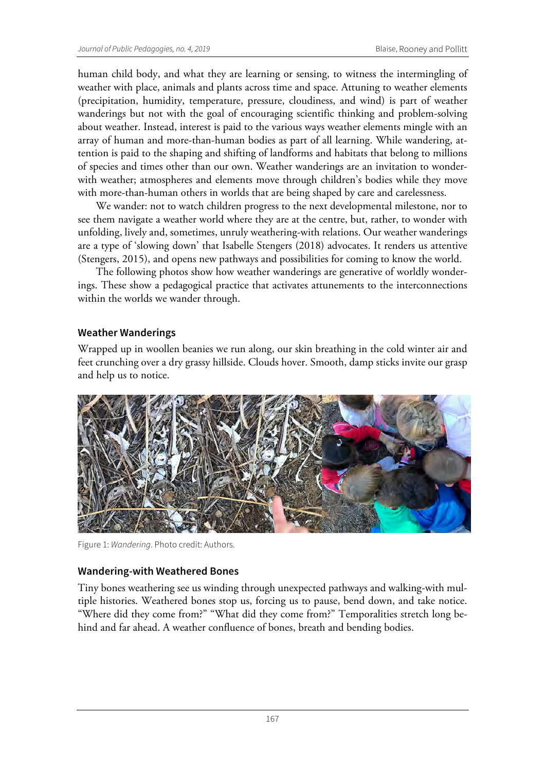human child body, and what they are learning or sensing, to witness the intermingling of weather with place, animals and plants across time and space. Attuning to weather elements (precipitation, humidity, temperature, pressure, cloudiness, and wind) is part of weather wanderings but not with the goal of encouraging scientific thinking and problem-solving about weather. Instead, interest is paid to the various ways weather elements mingle with an array of human and more-than-human bodies as part of all learning. While wandering, attention is paid to the shaping and shifting of landforms and habitats that belong to millions of species and times other than our own. Weather wanderings are an invitation to wonder-with weather; atmospheres and elements move through children's bodies while they move with more-than-human others in worlds that are being shaped by care and carelessness.

We wander: not to watch children progress to the next developmental milestone, nor to see them navigate a weather world where they are at the centre, but, rather, to wonder with unfolding, lively and, sometimes, unruly weathering-with relations. Our weather wanderings are a type of 'slowing down' that Isabelle Stengers (2018) advocates. It renders us attentive (Stengers, 2015), and opens new pathways and possibilities for coming to know the world.

The following photos show how weather wanderings are generative of worldly wonderings. These show a pedagogical practice that activates attunements to the interconnections within the worlds we wander through.

## Weather Wanderings

Wrapped up in woollen beanies we run along, our skin breathing in the cold winter air and feet crunching over a dry grassy hillside. Clouds hover. Smooth, damp sticks invite our grasp and help us to notice.

Figure 1: *Wandering*. Photo credit: Authors.

## Wandering-with Weathered Bones

Tiny bones weathering see us winding through unexpected pathways and walking-with multiple histories. Weathered bones stop us, forcing us to pause, bend down, and take notice. "Where did they come from?" "What did they come from?" Temporalities stretch long behind and far ahead. A weather confluence of bones, breath and bending bodies.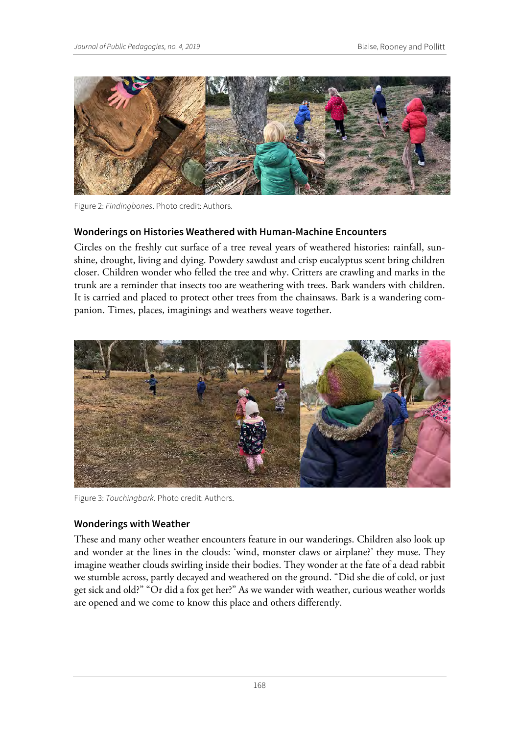Figure 2: *Findingbones*. Photo credit: Authors.

### Wonderings on Histories Weathered with Human-Machine Encounters

Circles on the freshly cut surface of a tree reveal years of weathered histories: rainfall, sunshine, drought, living and dying. Powdery sawdust and crisp eucalyptus scent bring children closer. Children wonder who felled the tree and why. Critters are crawling and marks in the trunk are a reminder that insects too are weathering with trees. Bark wanders with children. It is carried and placed to protect other trees from the chainsaws. Bark is a wandering companion. Times, places, imaginings and weathers weave together.

Figure 3: *Touchingbark*. Photo credit: Authors.

### Wonderings with Weather

These and many other weather encounters feature in our wanderings. Children also look up and wonder at the lines in the clouds: 'wind, monster claws or airplane?' they muse. They imagine weather clouds swirling inside their bodies. They wonder at the fate of a dead rabbit we stumble across, partly decayed and weathered on the ground. "Did she die of cold, or just get sick and old?" "Or did a fox get her?" As we wander with weather, curious weather worlds are opened and we come to know this place and others differently.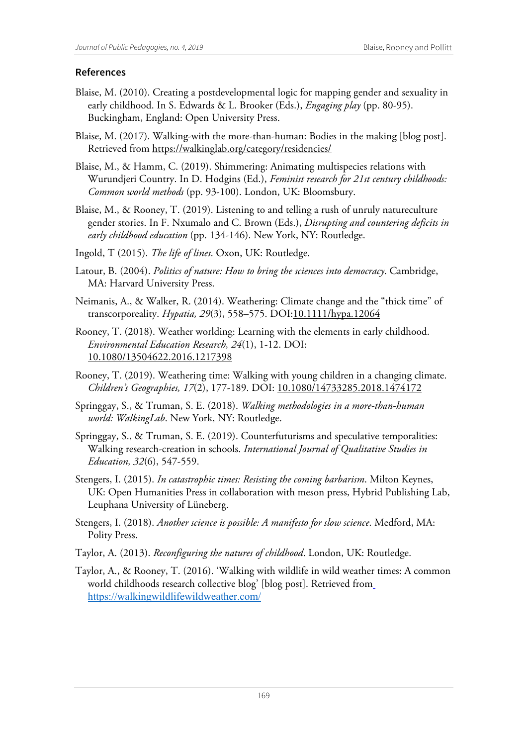## References

Blaise, M. (2010). Creating a postdevelopmental logic for mapping gender and sexuality in early childhood. In S. Edwards & L. Brooker (Eds.), *Engaging play* (pp. 80-95). Buckingham, England: Open University Press.

Blaise, M. (2017). Walking-with the more-than-human: Bodies in the making [blog post]. Retrieved from https://walkinglab.org/category/residencies/

Blaise, M., & Hamm, C. (2019). Shimmering: Animating multispecies relations with Wurundjeri Country. In D. Hodgins (Ed.), *Feminist research for 21st century childhoods: Common world methods* (pp. 93-100). London, UK: Bloomsbury.

Blaise, M., & Rooney, T. (2019). Listening to and telling a rush of unruly natureculture gender stories. In F. Nxumalo and C. Brown (Eds.), *Disrupting and countering deficits in early childhood education* (pp. 134-146). New York, NY: Routledge.

Ingold, T (2015). *The life of lines*. Oxon, UK: Routledge.

Latour, B. (2004). *Politics of nature: How to bring the sciences into democracy*. Cambridge, MA: Harvard University Press.

Neimanis, A., & Walker, R. (2014). Weathering: Climate change and the "thick time" of transcorporeality. *Hypatia, 29*(3), 558–575. DOI:10.1111/hypa.12064

Rooney, T. (2018). Weather worlding: Learning with the elements in early childhood. *Environmental Education Research, 24*(1), 1-12. DOI: 10.1080/13504622.2016.1217398

Rooney, T. (2019). Weathering time: Walking with young children in a changing climate. *Children's Geographies, 17*(2), 177-189. DOI: 10.1080/14733285.2018.1474172

Springgay, S., & Truman, S. E. (2018). *Walking methodologies in a more-than-human world: WalkingLab*. New York, NY: Routledge.

Springgay, S., & Truman, S. E. (2019). Counterfuturisms and speculative temporalities: Walking research-creation in schools. *International Journal of Qualitative Studies in Education, 32*(6), 547-559.

Stengers, I. (2015). *In catastrophic times: Resisting the coming barbarism*. Milton Keynes, UK: Open Humanities Press in collaboration with meson press, Hybrid Publishing Lab, Leuphana University of Lüneberg.

Stengers, I. (2018). *Another science is possible: A manifesto for slow science*. Medford, MA: Polity Press.

Taylor, A. (2013). *Reconfiguring the natures of childhood*. London, UK: Routledge.

Taylor, A., & Rooney, T. (2016). 'Walking with wildlife in wild weather times: A common world childhoods research collective blog' [blog post]. Retrieved from https://walkingwildlifewildweather.com/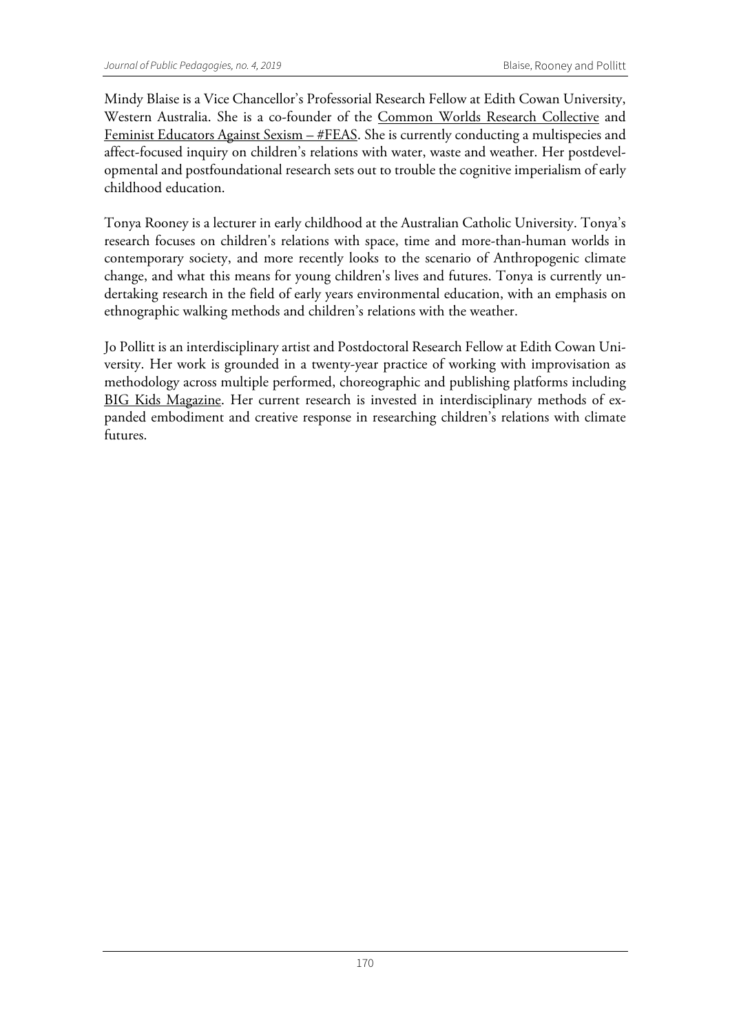Mindy Blaise is a Vice Chancellor's Professorial Research Fellow at Edith Cowan University, Western Australia. She is a co-founder of the Common Worlds Research Collective and Feminist Educators Against Sexism – #FEAS. She is currently conducting a multispecies and affect-focused inquiry on children's relations with water, waste and weather. Her postdevelopmental and postfoundational research sets out to trouble the cognitive imperialism of early childhood education.

Tonya Rooney is a lecturer in early childhood at the Australian Catholic University. Tonya's research focuses on children's relations with space, time and more-than-human worlds in contemporary society, and more recently looks to the scenario of Anthropogenic climate change, and what this means for young children's lives and futures. Tonya is currently undertaking research in the field of early years environmental education, with an emphasis on ethnographic walking methods and children's relations with the weather.

Jo Pollitt is an interdisciplinary artist and Postdoctoral Research Fellow at Edith Cowan University. Her work is grounded in a twenty-year practice of working with improvisation as methodology across multiple performed, choreographic and publishing platforms including BIG Kids Magazine. Her current research is invested in interdisciplinary methods of expanded embodiment and creative response in researching children's relations with climate futures.